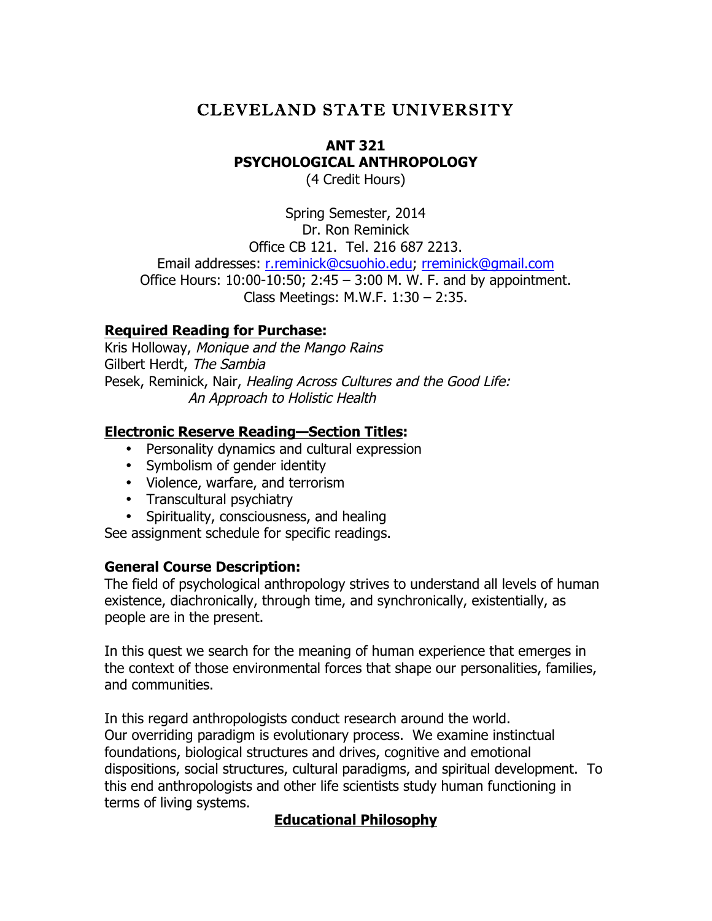# CLEVELAND STATE UNIVERSITY

## ANT 321
## PSYCHOLOGICAL ANTHROPOLOGY

(4 Credit Hours)

Spring Semester, 2014
Dr. Ron Reminick
Office CB 121. Tel. 216 687 2213.
Email addresses: r.reminick@csuohio.edu; rreminick@gmail.com
Office Hours: 10:00-10:50; 2:45 – 3:00 M. W. F. and by appointment.
Class Meetings: M.W.F. 1:30 – 2:35.

**Required Reading for Purchase:**

Kris Holloway, *Monique and the Mango Rains*
Gilbert Herdt, *The Sambia*
Pesek, Reminick, Nair, *Healing Across Cultures and the Good Life: An Approach to Holistic Health*

**Electronic Reserve Reading—Section Titles:**

- Personality dynamics and cultural expression
- Symbolism of gender identity
- Violence, warfare, and terrorism
- Transcultural psychiatry
- Spirituality, consciousness, and healing

See assignment schedule for specific readings.

**General Course Description:**

The field of psychological anthropology strives to understand all levels of human existence, diachronically, through time, and synchronically, existentially, as people are in the present.

In this quest we search for the meaning of human experience that emerges in the context of those environmental forces that shape our personalities, families, and communities.

In this regard anthropologists conduct research around the world. Our overriding paradigm is evolutionary process. We examine instinctual foundations, biological structures and drives, cognitive and emotional dispositions, social structures, cultural paradigms, and spiritual development. To this end anthropologists and other life scientists study human functioning in terms of living systems.

**Educational Philosophy**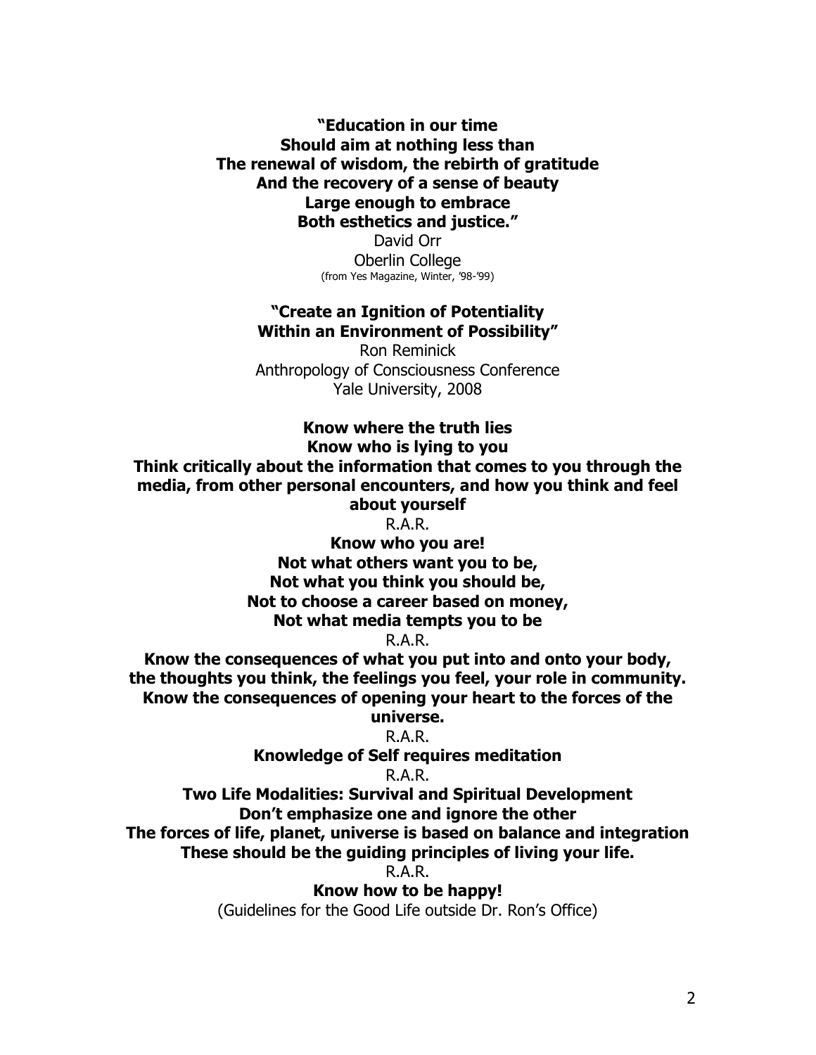**"Education in our time**
**Should aim at nothing less than**
**The renewal of wisdom, the rebirth of gratitude**
**And the recovery of a sense of beauty**
**Large enough to embrace**
**Both esthetics and justice."**

David Orr
Oberlin College
(from Yes Magazine, Winter, '98-'99)

**"Create an Ignition of Potentiality**
**Within an Environment of Possibility"**

Ron Reminick
Anthropology of Consciousness Conference
Yale University, 2008

**Know where the truth lies**
**Know who is lying to you**
**Think critically about the information that comes to you through the media, from other personal encounters, and how you think and feel about yourself**

R.A.R.

**Know who you are!**
**Not what others want you to be,**
**Not what you think you should be,**
**Not to choose a career based on money,**
**Not what media tempts you to be**

R.A.R.

**Know the consequences of what you put into and onto your body, the thoughts you think, the feelings you feel, your role in community. Know the consequences of opening your heart to the forces of the universe.**

R.A.R.

**Knowledge of Self requires meditation**

R.A.R.

**Two Life Modalities: Survival and Spiritual Development**
**Don't emphasize one and ignore the other**
**The forces of life, planet, universe is based on balance and integration**
**These should be the guiding principles of living your life.**

R.A.R.

**Know how to be happy!**

(Guidelines for the Good Life outside Dr. Ron's Office)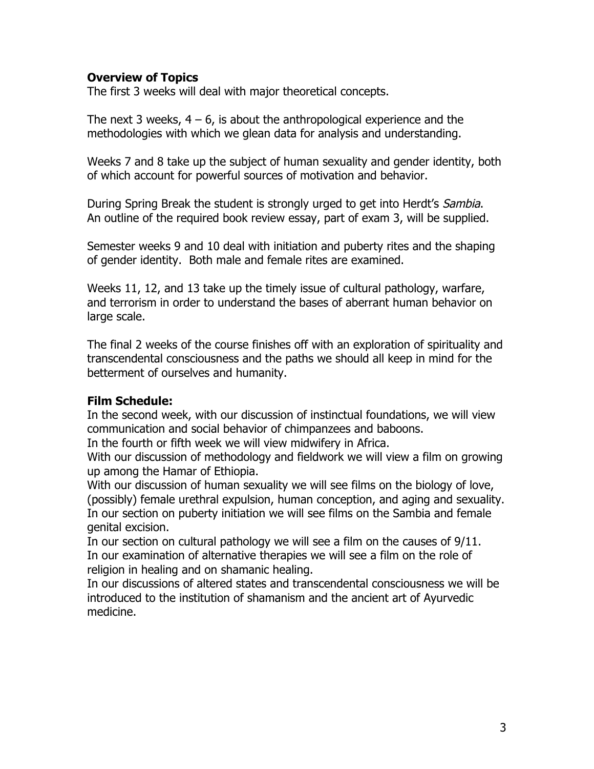**Overview of Topics**

The first 3 weeks will deal with major theoretical concepts.

The next 3 weeks, 4 – 6, is about the anthropological experience and the methodologies with which we glean data for analysis and understanding.

Weeks 7 and 8 take up the subject of human sexuality and gender identity, both of which account for powerful sources of motivation and behavior.

During Spring Break the student is strongly urged to get into Herdt's *Sambia*. An outline of the required book review essay, part of exam 3, will be supplied.

Semester weeks 9 and 10 deal with initiation and puberty rites and the shaping of gender identity. Both male and female rites are examined.

Weeks 11, 12, and 13 take up the timely issue of cultural pathology, warfare, and terrorism in order to understand the bases of aberrant human behavior on large scale.

The final 2 weeks of the course finishes off with an exploration of spirituality and transcendental consciousness and the paths we should all keep in mind for the betterment of ourselves and humanity.

**Film Schedule:**

In the second week, with our discussion of instinctual foundations, we will view communication and social behavior of chimpanzees and baboons.
In the fourth or fifth week we will view midwifery in Africa.
With our discussion of methodology and fieldwork we will view a film on growing up among the Hamar of Ethiopia.
With our discussion of human sexuality we will see films on the biology of love, (possibly) female urethral expulsion, human conception, and aging and sexuality.
In our section on puberty initiation we will see films on the Sambia and female genital excision.
In our section on cultural pathology we will see a film on the causes of 9/11.
In our examination of alternative therapies we will see a film on the role of religion in healing and on shamanic healing.
In our discussions of altered states and transcendental consciousness we will be introduced to the institution of shamanism and the ancient art of Ayurvedic medicine.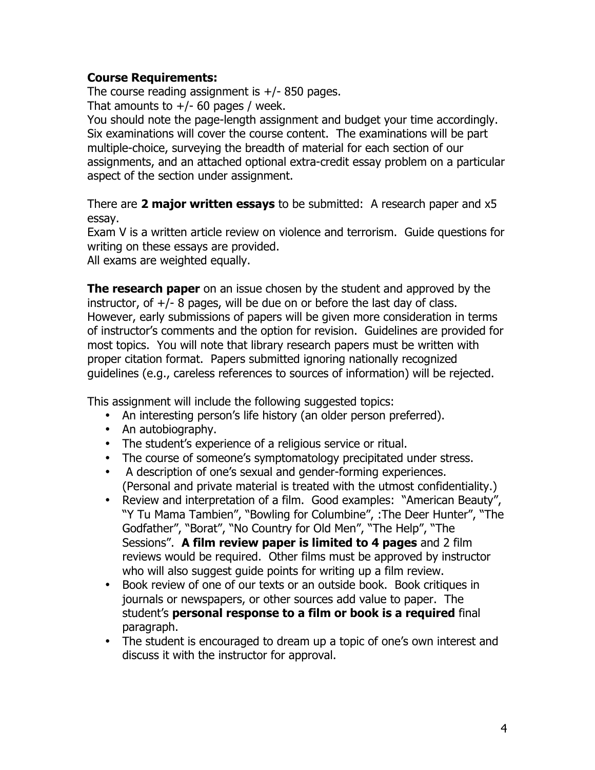**Course Requirements:**

The course reading assignment is +/- 850 pages.
That amounts to +/- 60 pages / week.
You should note the page-length assignment and budget your time accordingly.
Six examinations will cover the course content. The examinations will be part multiple-choice, surveying the breadth of material for each section of our assignments, and an attached optional extra-credit essay problem on a particular aspect of the section under assignment.

There are **2 major written essays** to be submitted: A research paper and x5 essay.
Exam V is a written article review on violence and terrorism. Guide questions for writing on these essays are provided.
All exams are weighted equally.

**The research paper** on an issue chosen by the student and approved by the instructor, of +/- 8 pages, will be due on or before the last day of class. However, early submissions of papers will be given more consideration in terms of instructor's comments and the option for revision. Guidelines are provided for most topics. You will note that library research papers must be written with proper citation format. Papers submitted ignoring nationally recognized guidelines (e.g., careless references to sources of information) will be rejected.

This assignment will include the following suggested topics:

- An interesting person's life history (an older person preferred).
- An autobiography.
- The student's experience of a religious service or ritual.
- The course of someone's symptomatology precipitated under stress.
- A description of one's sexual and gender-forming experiences. (Personal and private material is treated with the utmost confidentiality.)
- Review and interpretation of a film. Good examples: "American Beauty", "Y Tu Mama Tambien", "Bowling for Columbine", :The Deer Hunter", "The Godfather", "Borat", "No Country for Old Men", "The Help", "The Sessions". **A film review paper is limited to 4 pages** and 2 film reviews would be required. Other films must be approved by instructor who will also suggest guide points for writing up a film review.
- Book review of one of our texts or an outside book. Book critiques in journals or newspapers, or other sources add value to paper. The student's **personal response to a film or book is a required** final paragraph.
- The student is encouraged to dream up a topic of one's own interest and discuss it with the instructor for approval.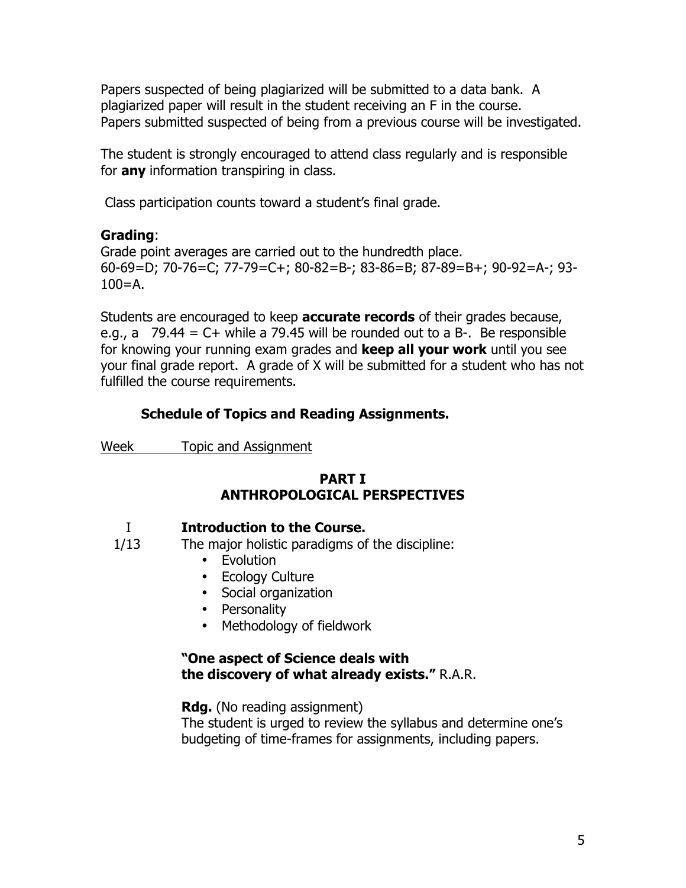Papers suspected of being plagiarized will be submitted to a data bank. A plagiarized paper will result in the student receiving an F in the course. Papers submitted suspected of being from a previous course will be investigated.

The student is strongly encouraged to attend class regularly and is responsible for **any** information transpiring in class.

Class participation counts toward a student's final grade.

**Grading**:
Grade point averages are carried out to the hundredth place.
60-69=D; 70-76=C; 77-79=C+; 80-82=B-; 83-86=B; 87-89=B+; 90-92=A-; 93-100=A.

Students are encouraged to keep **accurate records** of their grades because, e.g., a 79.44 = C+ while a 79.45 will be rounded out to a B-. Be responsible for knowing your running exam grades and **keep all your work** until you see your final grade report. A grade of X will be submitted for a student who has not fulfilled the course requirements.

## Schedule of Topics and Reading Assignments.

Week — Topic and Assignment

### PART I
### ANTHROPOLOGICAL PERSPECTIVES

I
1/13

**Introduction to the Course.**
The major holistic paradigms of the discipline:

- Evolution
- Ecology Culture
- Social organization
- Personality
- Methodology of fieldwork

**"One aspect of Science deals with the discovery of what already exists."** R.A.R.

**Rdg.** (No reading assignment)
The student is urged to review the syllabus and determine one's budgeting of time-frames for assignments, including papers.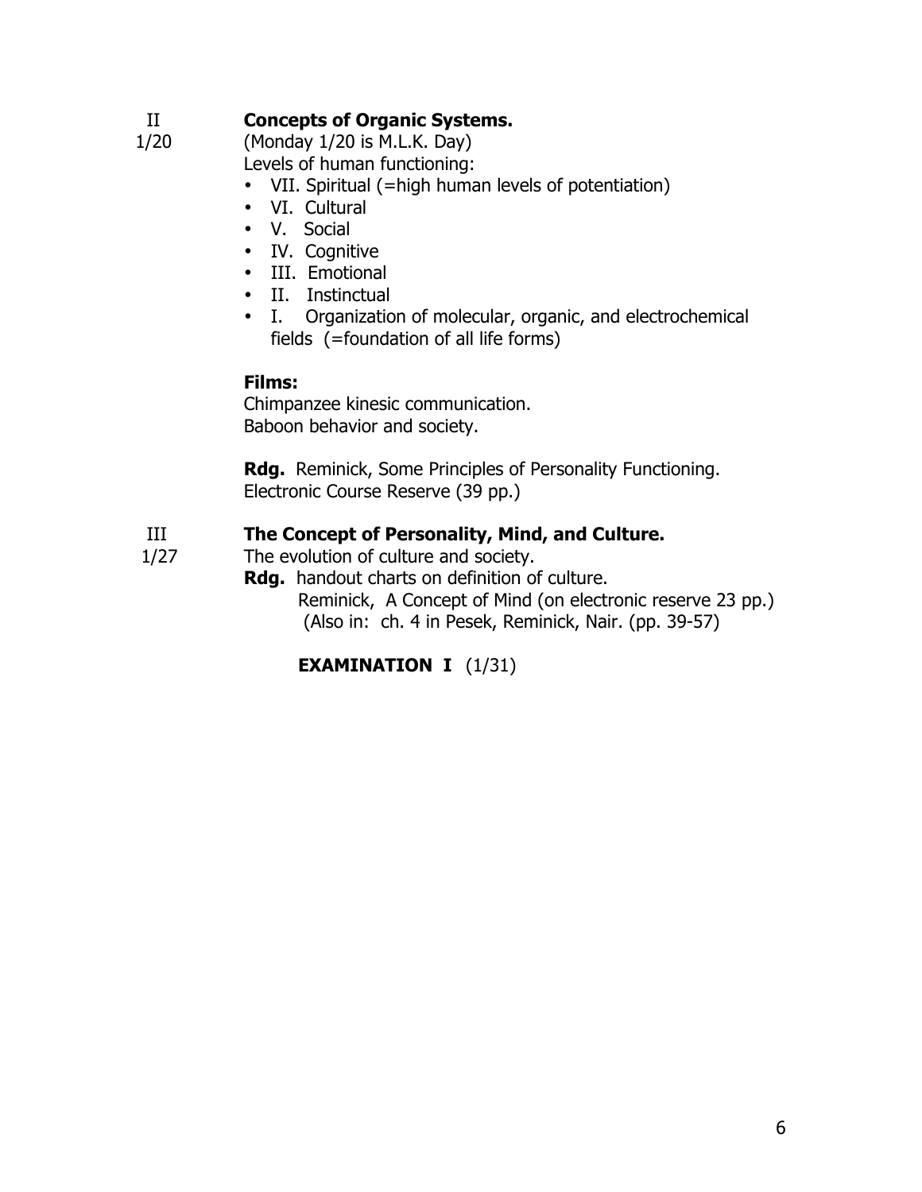II
1/20

**Concepts of Organic Systems.**
(Monday 1/20 is M.L.K. Day)
Levels of human functioning:

- VII. Spiritual (=high human levels of potentiation)
- VI. Cultural
- V. Social
- IV. Cognitive
- III. Emotional
- II. Instinctual
- I. Organization of molecular, organic, and electrochemical fields (=foundation of all life forms)

**Films:**
Chimpanzee kinesic communication.
Baboon behavior and society.

**Rdg.** Reminick, Some Principles of Personality Functioning. Electronic Course Reserve (39 pp.)

III
1/27

**The Concept of Personality, Mind, and Culture.**
The evolution of culture and society.
**Rdg.** handout charts on definition of culture.
Reminick, A Concept of Mind (on electronic reserve 23 pp.)
(Also in: ch. 4 in Pesek, Reminick, Nair. (pp. 39-57)

**EXAMINATION I** (1/31)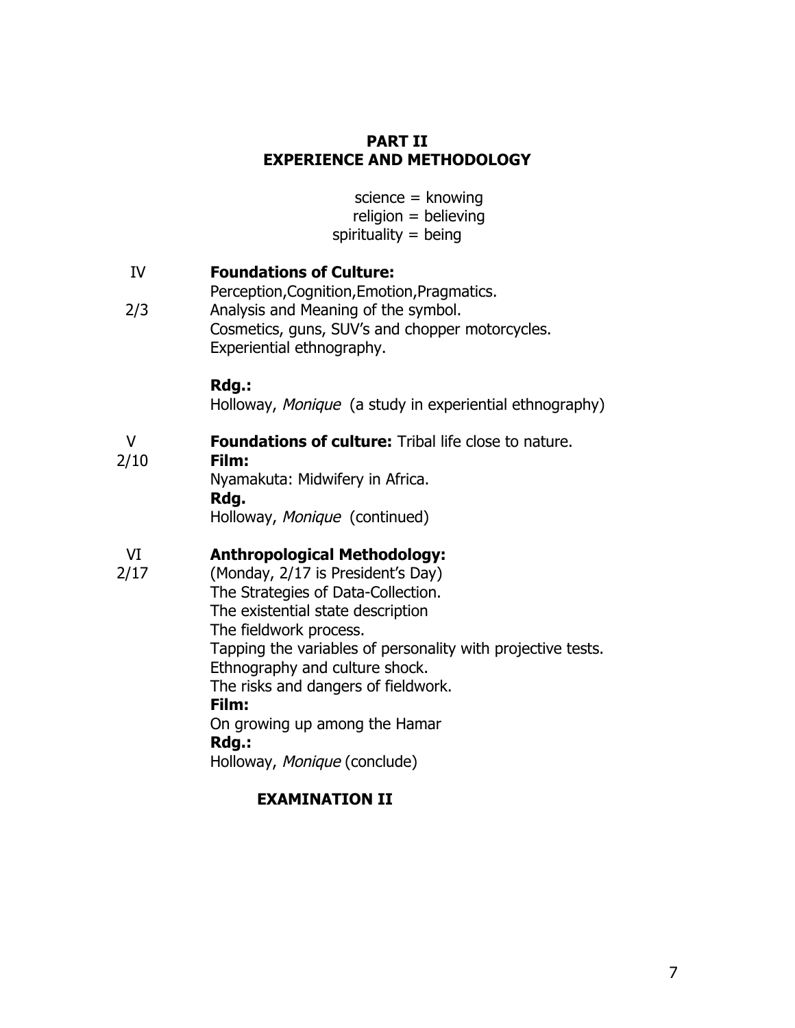## PART II
## EXPERIENCE AND METHODOLOGY

science = knowing
religion = believing
spirituality = being

| | |
|---|---|
| IV<br><br>2/3 | **Foundations of Culture:**<br>Perception,Cognition,Emotion,Pragmatics.<br>Analysis and Meaning of the symbol.<br>Cosmetics, guns, SUV's and chopper motorcycles.<br>Experiential ethnography.<br><br>**Rdg.:**<br>Holloway, *Monique* (a study in experiential ethnography) |
| V<br>2/10 | **Foundations of culture:** Tribal life close to nature.<br>**Film:**<br>Nyamakuta: Midwifery in Africa.<br>**Rdg.**<br>Holloway, *Monique* (continued) |
| VI<br>2/17 | **Anthropological Methodology:**<br>(Monday, 2/17 is President's Day)<br>The Strategies of Data-Collection.<br>The existential state description<br>The fieldwork process.<br>Tapping the variables of personality with projective tests.<br>Ethnography and culture shock.<br>The risks and dangers of fieldwork.<br>**Film:**<br>On growing up among the Hamar<br>**Rdg.:**<br>Holloway, *Monique* (conclude) |

**EXAMINATION II**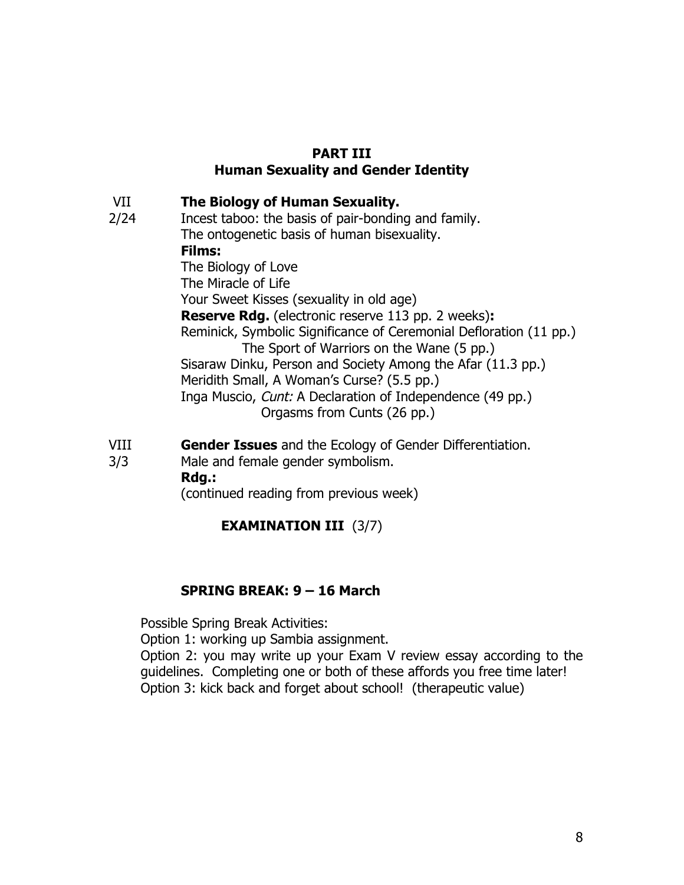## PART III
## Human Sexuality and Gender Identity

VII **The Biology of Human Sexuality.**
2/24 Incest taboo: the basis of pair-bonding and family.
The ontogenetic basis of human bisexuality.
**Films:**
The Biology of Love
The Miracle of Life
Your Sweet Kisses (sexuality in old age)
**Reserve Rdg.** (electronic reserve 113 pp. 2 weeks)**:**
Reminick, Symbolic Significance of Ceremonial Defloration (11 pp.)
The Sport of Warriors on the Wane (5 pp.)
Sisaraw Dinku, Person and Society Among the Afar (11.3 pp.)
Meridith Small, A Woman's Curse? (5.5 pp.)
Inga Muscio, *Cunt:* A Declaration of Independence (49 pp.)
Orgasms from Cunts (26 pp.)

VIII **Gender Issues** and the Ecology of Gender Differentiation.
3/3 Male and female gender symbolism.
**Rdg.:**
(continued reading from previous week)

**EXAMINATION III** (3/7)

**SPRING BREAK: 9 – 16 March**

Possible Spring Break Activities:
Option 1: working up Sambia assignment.
Option 2: you may write up your Exam V review essay according to the guidelines. Completing one or both of these affords you free time later!
Option 3: kick back and forget about school! (therapeutic value)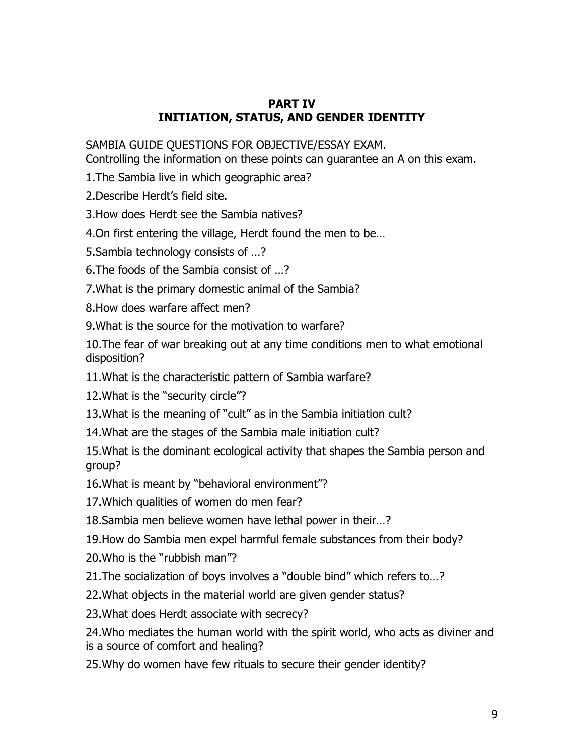## PART IV
## INITIATION, STATUS, AND GENDER IDENTITY

SAMBIA GUIDE QUESTIONS FOR OBJECTIVE/ESSAY EXAM.
Controlling the information on these points can guarantee an A on this exam.

1.The Sambia live in which geographic area?

2.Describe Herdt's field site.

3.How does Herdt see the Sambia natives?

4.On first entering the village, Herdt found the men to be…

5.Sambia technology consists of …?

6.The foods of the Sambia consist of …?

7.What is the primary domestic animal of the Sambia?

8.How does warfare affect men?

9.What is the source for the motivation to warfare?

10.The fear of war breaking out at any time conditions men to what emotional disposition?

11.What is the characteristic pattern of Sambia warfare?

12.What is the "security circle"?

13.What is the meaning of "cult" as in the Sambia initiation cult?

14.What are the stages of the Sambia male initiation cult?

15.What is the dominant ecological activity that shapes the Sambia person and group?

16.What is meant by "behavioral environment"?

17.Which qualities of women do men fear?

18.Sambia men believe women have lethal power in their…?

19.How do Sambia men expel harmful female substances from their body?

20.Who is the "rubbish man"?

21.The socialization of boys involves a "double bind" which refers to…?

22.What objects in the material world are given gender status?

23.What does Herdt associate with secrecy?

24.Who mediates the human world with the spirit world, who acts as diviner and is a source of comfort and healing?

25.Why do women have few rituals to secure their gender identity?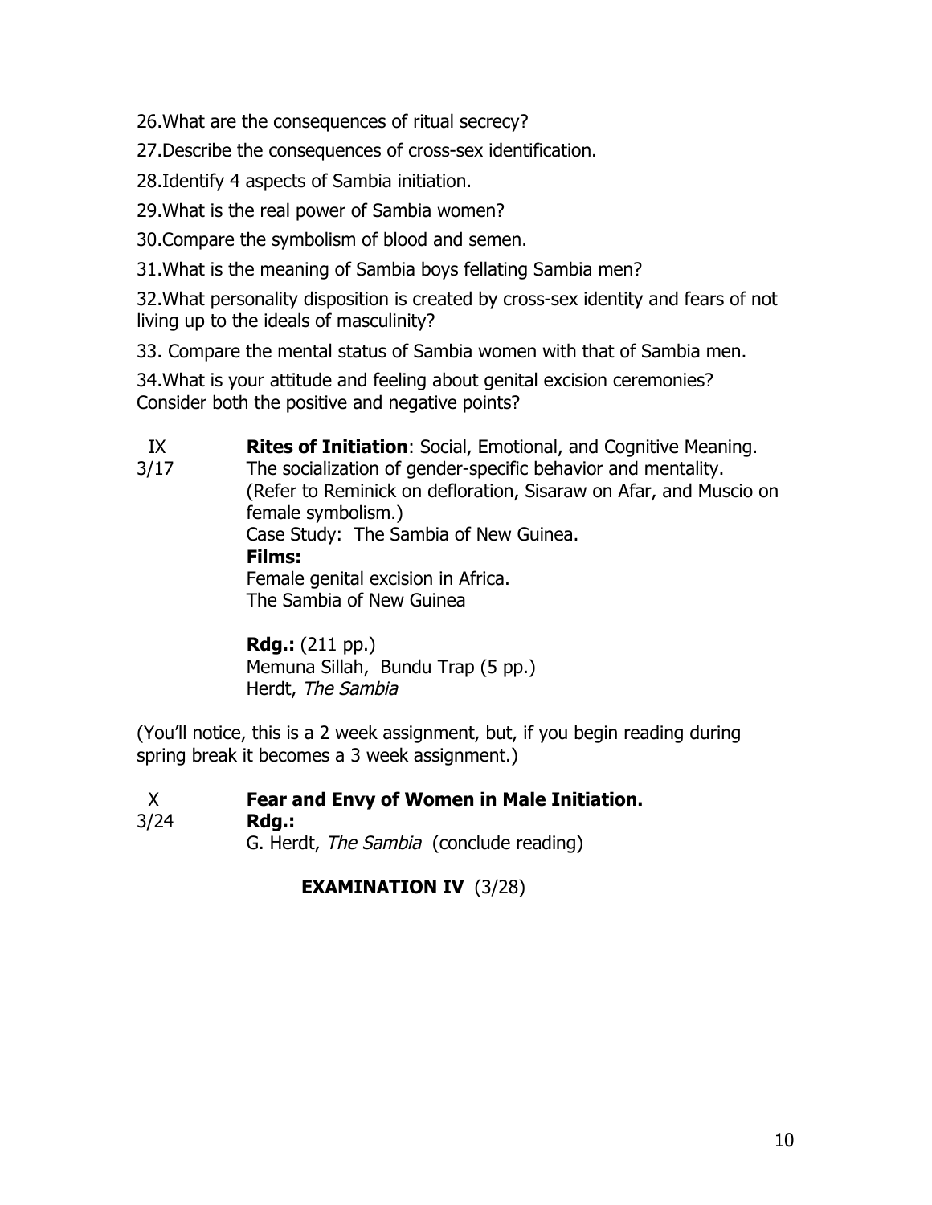26. What are the consequences of ritual secrecy?

27. Describe the consequences of cross-sex identification.

28. Identify 4 aspects of Sambia initiation.

29. What is the real power of Sambia women?

30. Compare the symbolism of blood and semen.

31. What is the meaning of Sambia boys fellating Sambia men?

32. What personality disposition is created by cross-sex identity and fears of not living up to the ideals of masculinity?

33. Compare the mental status of Sambia women with that of Sambia men.

34. What is your attitude and feeling about genital excision ceremonies? Consider both the positive and negative points?

IX
3/17

**Rites of Initiation**: Social, Emotional, and Cognitive Meaning.
The socialization of gender-specific behavior and mentality.
(Refer to Reminick on defloration, Sisaraw on Afar, and Muscio on female symbolism.)
Case Study: The Sambia of New Guinea.

**Films:**
Female genital excision in Africa.
The Sambia of New Guinea

**Rdg.:** (211 pp.)
Memuna Sillah, Bundu Trap (5 pp.)
Herdt, *The Sambia*

(You'll notice, this is a 2 week assignment, but, if you begin reading during spring break it becomes a 3 week assignment.)

X
3/24

**Fear and Envy of Women in Male Initiation.**

**Rdg.:**
G. Herdt, *The Sambia* (conclude reading)

**EXAMINATION IV** (3/28)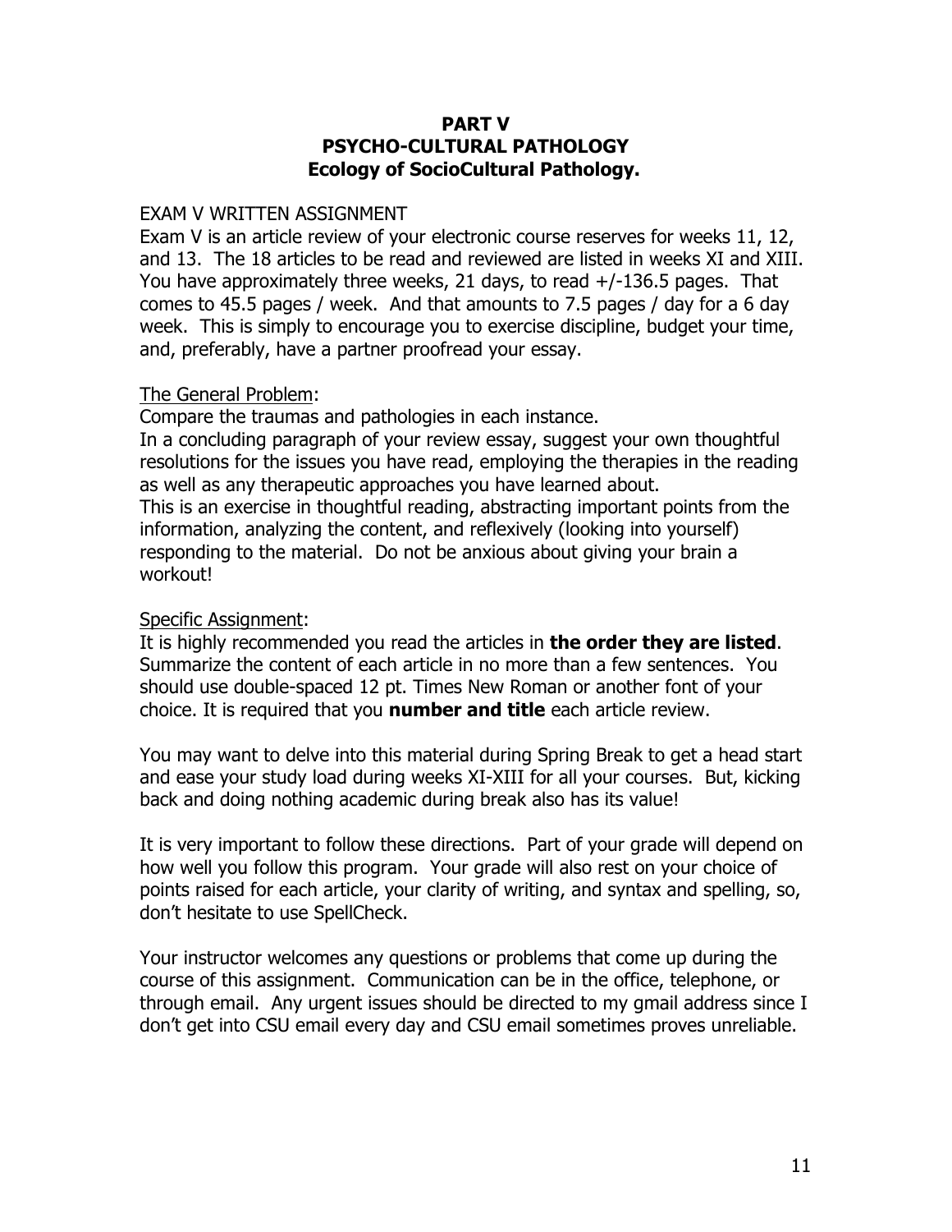# PART V
# PSYCHO-CULTURAL PATHOLOGY
## Ecology of SocioCultural Pathology.

EXAM V WRITTEN ASSIGNMENT

Exam V is an article review of your electronic course reserves for weeks 11, 12, and 13. The 18 articles to be read and reviewed are listed in weeks XI and XIII. You have approximately three weeks, 21 days, to read +/-136.5 pages. That comes to 45.5 pages / week. And that amounts to 7.5 pages / day for a 6 day week. This is simply to encourage you to exercise discipline, budget your time, and, preferably, have a partner proofread your essay.

<u>The General Problem</u>:

Compare the traumas and pathologies in each instance.

In a concluding paragraph of your review essay, suggest your own thoughtful resolutions for the issues you have read, employing the therapies in the reading as well as any therapeutic approaches you have learned about.

This is an exercise in thoughtful reading, abstracting important points from the information, analyzing the content, and reflexively (looking into yourself) responding to the material. Do not be anxious about giving your brain a workout!

<u>Specific Assignment</u>:

It is highly recommended you read the articles in **the order they are listed**. Summarize the content of each article in no more than a few sentences. You should use double-spaced 12 pt. Times New Roman or another font of your choice. It is required that you **number and title** each article review.

You may want to delve into this material during Spring Break to get a head start and ease your study load during weeks XI-XIII for all your courses. But, kicking back and doing nothing academic during break also has its value!

It is very important to follow these directions. Part of your grade will depend on how well you follow this program. Your grade will also rest on your choice of points raised for each article, your clarity of writing, and syntax and spelling, so, don't hesitate to use SpellCheck.

Your instructor welcomes any questions or problems that come up during the course of this assignment. Communication can be in the office, telephone, or through email. Any urgent issues should be directed to my gmail address since I don't get into CSU email every day and CSU email sometimes proves unreliable.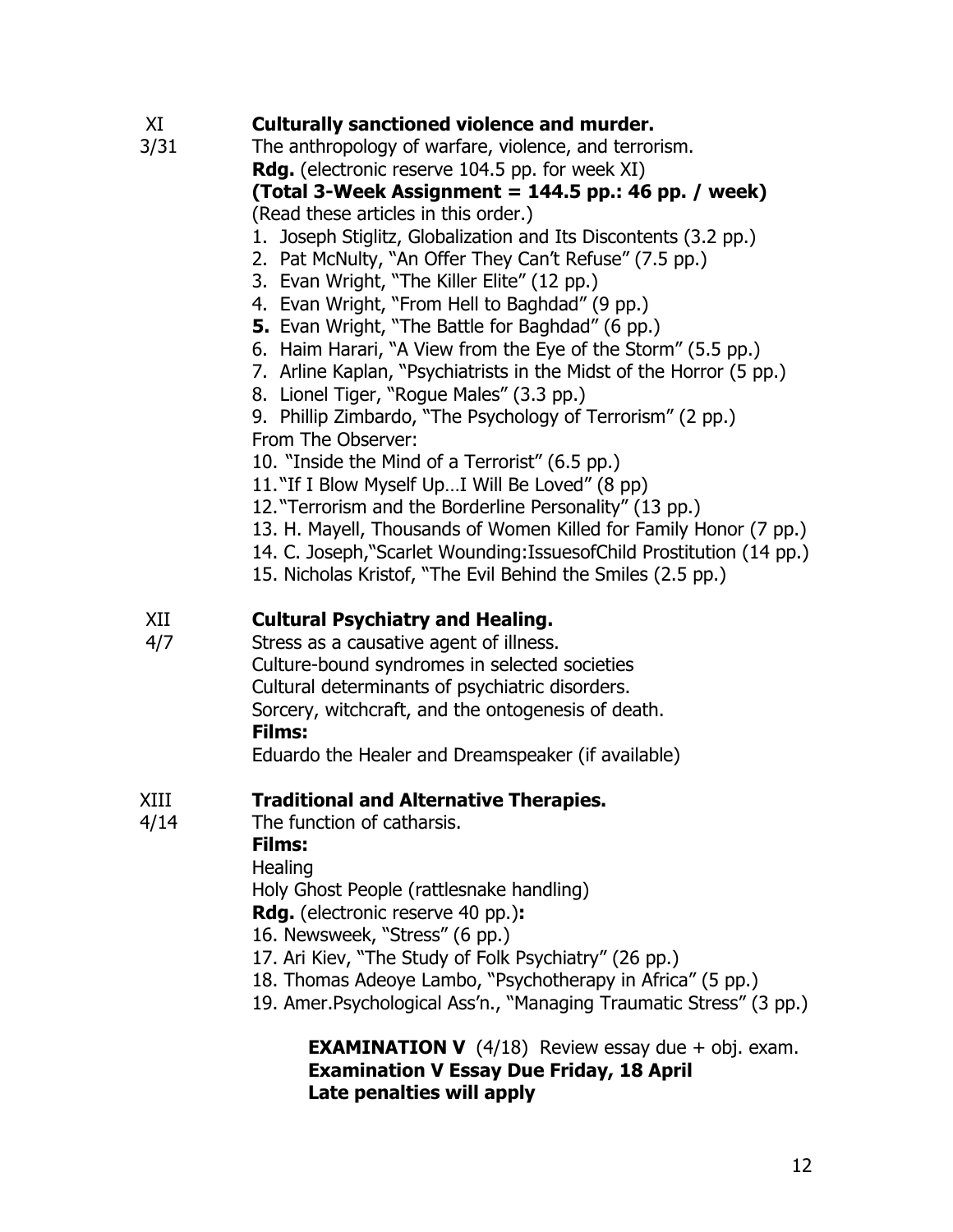XI
3/31

**Culturally sanctioned violence and murder.**

The anthropology of warfare, violence, and terrorism.

**Rdg.** (electronic reserve 104.5 pp. for week XI)

**(Total 3-Week Assignment = 144.5 pp.: 46 pp. / week)**

(Read these articles in this order.)

1. Joseph Stiglitz, Globalization and Its Discontents (3.2 pp.)
2. Pat McNulty, "An Offer They Can't Refuse" (7.5 pp.)
3. Evan Wright, "The Killer Elite" (12 pp.)
4. Evan Wright, "From Hell to Baghdad" (9 pp.)
5. Evan Wright, "The Battle for Baghdad" (6 pp.)
6. Haim Harari, "A View from the Eye of the Storm" (5.5 pp.)
7. Arline Kaplan, "Psychiatrists in the Midst of the Horror (5 pp.)
8. Lionel Tiger, "Rogue Males" (3.3 pp.)
9. Phillip Zimbardo, "The Psychology of Terrorism" (2 pp.)

From The Observer:

10. "Inside the Mind of a Terrorist" (6.5 pp.)
11. "If I Blow Myself Up…I Will Be Loved" (8 pp)
12. "Terrorism and the Borderline Personality" (13 pp.)
13. H. Mayell, Thousands of Women Killed for Family Honor (7 pp.)
14. C. Joseph,"Scarlet Wounding:IssuesofChild Prostitution (14 pp.)
15. Nicholas Kristof, "The Evil Behind the Smiles (2.5 pp.)

XII
4/7

**Cultural Psychiatry and Healing.**

Stress as a causative agent of illness.
Culture-bound syndromes in selected societies
Cultural determinants of psychiatric disorders.
Sorcery, witchcraft, and the ontogenesis of death.

**Films:**

Eduardo the Healer and Dreamspeaker (if available)

XIII
4/14

**Traditional and Alternative Therapies.**

The function of catharsis.

**Films:**

Healing
Holy Ghost People (rattlesnake handling)

**Rdg.** (electronic reserve 40 pp.)**:**

16. Newsweek, "Stress" (6 pp.)
17. Ari Kiev, "The Study of Folk Psychiatry" (26 pp.)
18. Thomas Adeoye Lambo, "Psychotherapy in Africa" (5 pp.)
19. Amer.Psychological Ass'n., "Managing Traumatic Stress" (3 pp.)

**EXAMINATION V** (4/18) Review essay due + obj. exam.
**Examination V Essay Due Friday, 18 April**
**Late penalties will apply**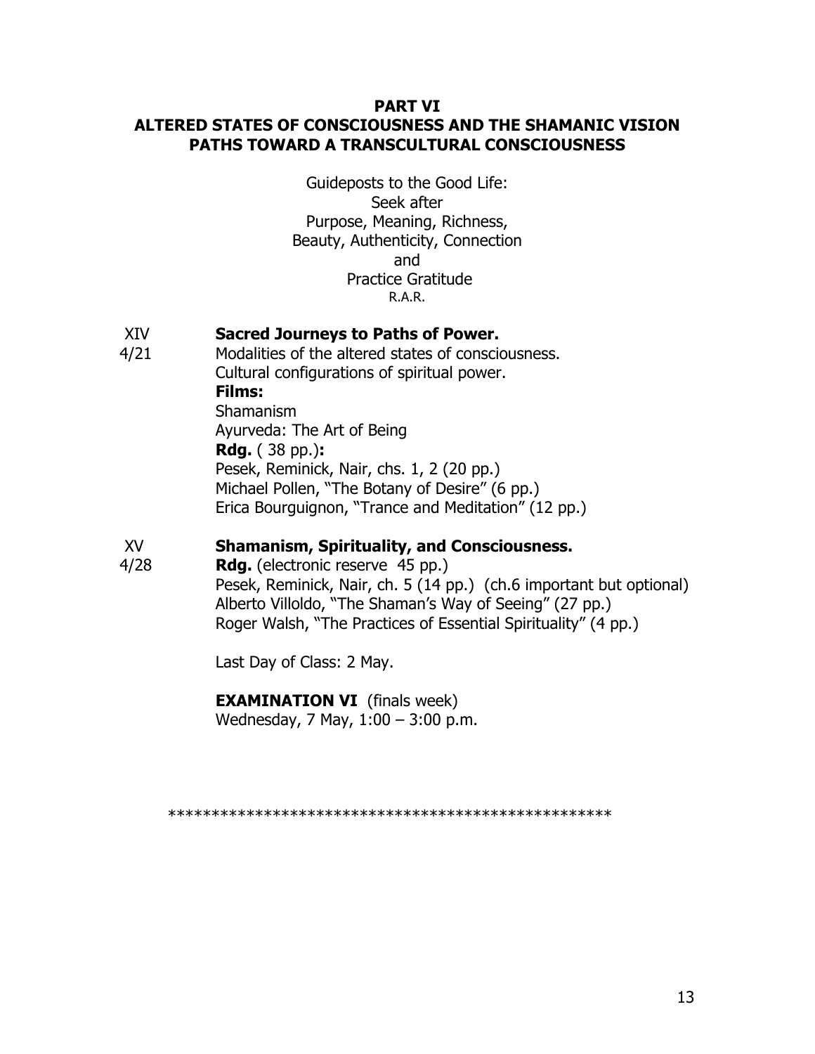## PART VI
## ALTERED STATES OF CONSCIOUSNESS AND THE SHAMANIC VISION
## PATHS TOWARD A TRANSCULTURAL CONSCIOUSNESS

Guideposts to the Good Life:
Seek after
Purpose, Meaning, Richness,
Beauty, Authenticity, Connection
and
Practice Gratitude
R.A.R.

XIV
4/21

**Sacred Journeys to Paths of Power.**
Modalities of the altered states of consciousness.
Cultural configurations of spiritual power.
**Films:**
Shamanism
Ayurveda: The Art of Being
**Rdg.** ( 38 pp.)**:**
Pesek, Reminick, Nair, chs. 1, 2 (20 pp.)
Michael Pollen, "The Botany of Desire" (6 pp.)
Erica Bourguignon, "Trance and Meditation" (12 pp.)

XV
4/28

**Shamanism, Spirituality, and Consciousness.**
**Rdg.** (electronic reserve 45 pp.)
Pesek, Reminick, Nair, ch. 5 (14 pp.) (ch.6 important but optional)
Alberto Villoldo, "The Shaman's Way of Seeing" (27 pp.)
Roger Walsh, "The Practices of Essential Spirituality" (4 pp.)

Last Day of Class: 2 May.

**EXAMINATION VI** (finals week)
Wednesday, 7 May, 1:00 – 3:00 p.m.

\*\*\*\*\*\*\*\*\*\*\*\*\*\*\*\*\*\*\*\*\*\*\*\*\*\*\*\*\*\*\*\*\*\*\*\*\*\*\*\*\*\*\*\*\*\*\*\*\*\*\*\*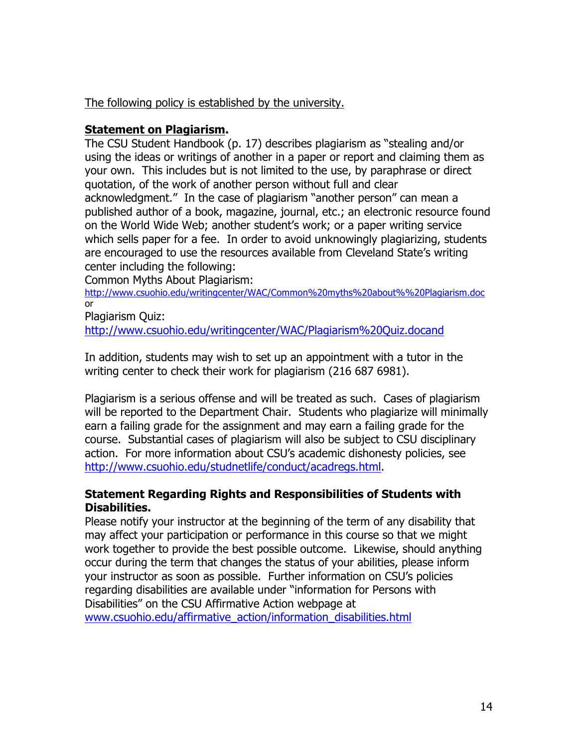The following policy is established by the university.

**Statement on Plagiarism.**

The CSU Student Handbook (p. 17) describes plagiarism as "stealing and/or using the ideas or writings of another in a paper or report and claiming them as your own. This includes but is not limited to the use, by paraphrase or direct quotation, of the work of another person without full and clear acknowledgment." In the case of plagiarism "another person" can mean a published author of a book, magazine, journal, etc.; an electronic resource found on the World Wide Web; another student's work; or a paper writing service which sells paper for a fee. In order to avoid unknowingly plagiarizing, students are encouraged to use the resources available from Cleveland State's writing center including the following:

Common Myths About Plagiarism:
http://www.csuohio.edu/writingcenter/WAC/Common%20myths%20about%%20Plagiarism.doc
or
Plagiarism Quiz:
http://www.csuohio.edu/writingcenter/WAC/Plagiarism%20Quiz.docand

In addition, students may wish to set up an appointment with a tutor in the writing center to check their work for plagiarism (216 687 6981).

Plagiarism is a serious offense and will be treated as such. Cases of plagiarism will be reported to the Department Chair. Students who plagiarize will minimally earn a failing grade for the assignment and may earn a failing grade for the course. Substantial cases of plagiarism will also be subject to CSU disciplinary action. For more information about CSU's academic dishonesty policies, see http://www.csuohio.edu/studnetlife/conduct/acadregs.html.

**Statement Regarding Rights and Responsibilities of Students with Disabilities.**

Please notify your instructor at the beginning of the term of any disability that may affect your participation or performance in this course so that we might work together to provide the best possible outcome. Likewise, should anything occur during the term that changes the status of your abilities, please inform your instructor as soon as possible. Further information on CSU's policies regarding disabilities are available under "information for Persons with Disabilities" on the CSU Affirmative Action webpage at www.csuohio.edu/affirmative_action/information_disabilities.html